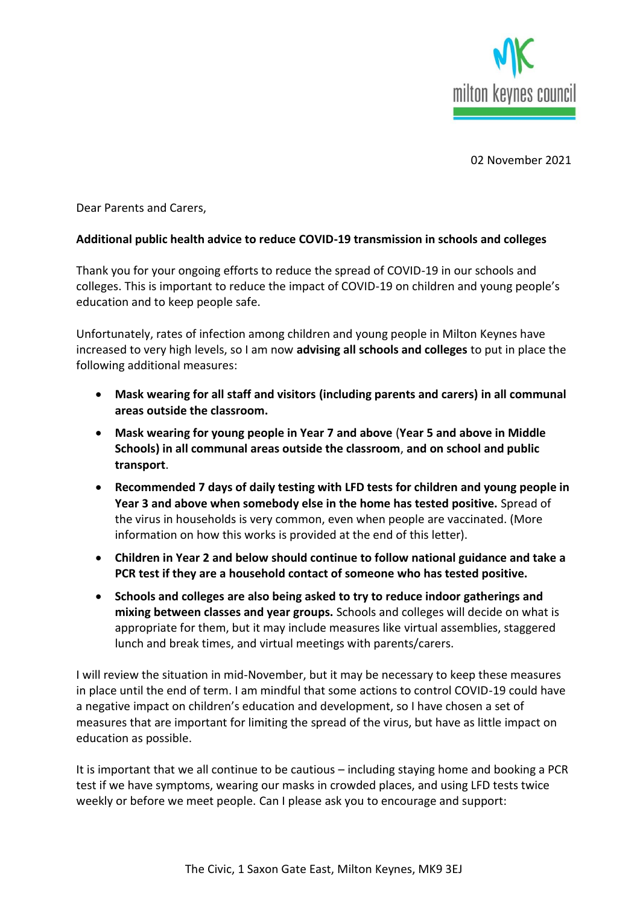02 November 2021

Dear Parents and Carers,

**Additional public health advice to reduce COVID-19 transmission in schools and colleges**

Thank you for your ongoing efforts to reduce the spread of COVID-19 in our schools and colleges. This is important to reduce the impact of COVID-19 on children and young people's education and to keep people safe.

Unfortunately, rates of infection among children and young people in Milton Keynes have increased to very high levels, so I am now **advising all schools and colleges** to put in place the following additional measures:

- **Mask wearing for all staff and visitors (including parents and carers) in all communal areas outside the classroom.**
- **Mask wearing for young people in Year 7 and above** (**Year 5 and above in Middle Schools) in all communal areas outside the classroom**, **and on school and public transport**.
- **Recommended 7 days of daily testing with LFD tests for children and young people in Year 3 and above when somebody else in the home has tested positive.** Spread of the virus in households is very common, even when people are vaccinated. (More information on how this works is provided at the end of this letter).
- **Children in Year 2 and below should continue to follow national guidance and take a PCR test if they are a household contact of someone who has tested positive.**
- **Schools and colleges are also being asked to try to reduce indoor gatherings and mixing between classes and year groups.** Schools and colleges will decide on what is appropriate for them, but it may include measures like virtual assemblies, staggered lunch and break times, and virtual meetings with parents/carers.

I will review the situation in mid-November, but it may be necessary to keep these measures in place until the end of term. I am mindful that some actions to control COVID-19 could have a negative impact on children's education and development, so I have chosen a set of measures that are important for limiting the spread of the virus, but have as little impact on education as possible.

It is important that we all continue to be cautious – including staying home and booking a PCR test if we have symptoms, wearing our masks in crowded places, and using LFD tests twice weekly or before we meet people. Can I please ask you to encourage and support:

The Civic, 1 Saxon Gate East, Milton Keynes, MK9 3EJ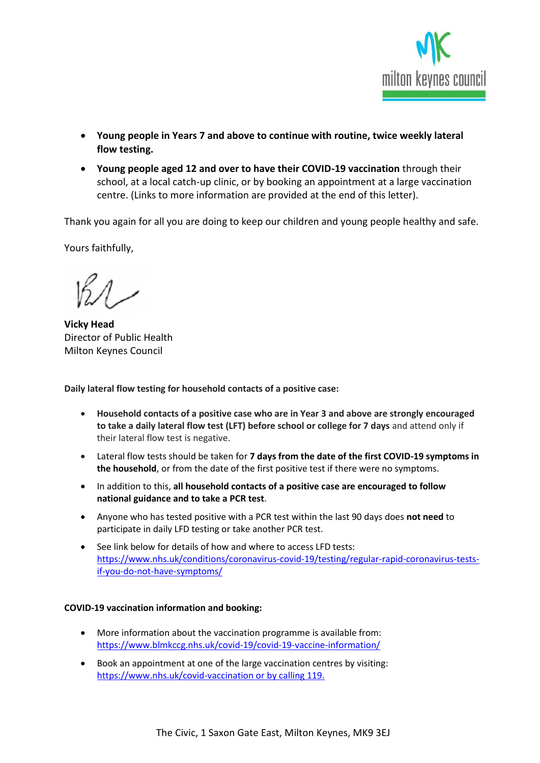- **Young people in Years 7 and above to continue with routine, twice weekly lateral flow testing.**
- **Young people aged 12 and over to have their COVID-19 vaccination** through their school, at a local catch-up clinic, or by booking an appointment at a large vaccination centre. (Links to more information are provided at the end of this letter).

Thank you again for all you are doing to keep our children and young people healthy and safe.

Yours faithfully,

**Vicky Head**
Director of Public Health
Milton Keynes Council

**Daily lateral flow testing for household contacts of a positive case:**

- **Household contacts of a positive case who are in Year 3 and above are strongly encouraged to take a daily lateral flow test (LFT) before school or college for 7 days** and attend only if their lateral flow test is negative.
- Lateral flow tests should be taken for **7 days from the date of the first COVID-19 symptoms in the household**, or from the date of the first positive test if there were no symptoms.
- In addition to this, **all household contacts of a positive case are encouraged to follow national guidance and to take a PCR test**.
- Anyone who has tested positive with a PCR test within the last 90 days does **not need** to participate in daily LFD testing or take another PCR test.
- See link below for details of how and where to access LFD tests: https://www.nhs.uk/conditions/coronavirus-covid-19/testing/regular-rapid-coronavirus-tests-if-you-do-not-have-symptoms/

**COVID-19 vaccination information and booking:**

- More information about the vaccination programme is available from: https://www.blmkccg.nhs.uk/covid-19/covid-19-vaccine-information/
- Book an appointment at one of the large vaccination centres by visiting: https://www.nhs.uk/covid-vaccination or by calling 119.

The Civic, 1 Saxon Gate East, Milton Keynes, MK9 3EJ